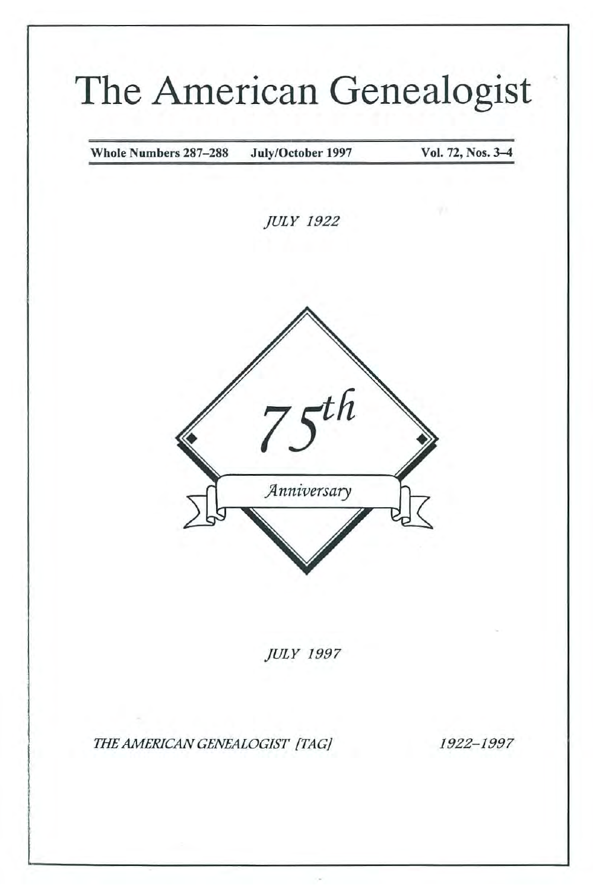# The American Genealogist

**Whole Numbers 287–288 July/October 1997 Vol. 72, Nos. 3–4**

*JULY 1922*

*75th*

*Anniversary*

*JULY 1997*

*THE AMERICAN GENEALOGIST [TAG]* *1922–1997*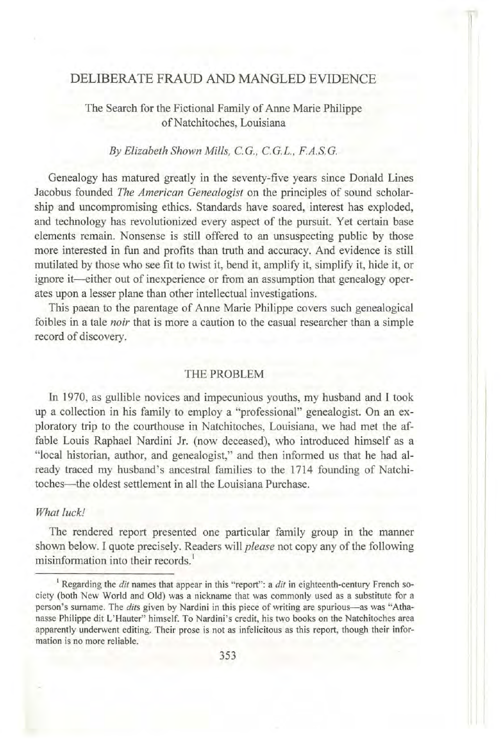# DELIBERATE FRAUD AND MANGLED EVIDENCE

The Search for the Fictional Family of Anne Marie Philippe of Natchitoches, Louisiana

*By Elizabeth Shown Mills, C.G., C.G.L., F.A.S.G.*

Genealogy has matured greatly in the seventy-five years since Donald Lines Jacobus founded *The American Genealogist* on the principles of sound scholarship and uncompromising ethics. Standards have soared, interest has exploded, and technology has revolutionized every aspect of the pursuit. Yet certain base elements remain. Nonsense is still offered to an unsuspecting public by those more interested in fun and profits than truth and accuracy. And evidence is still mutilated by those who see fit to twist it, bend it, amplify it, simplify it, hide it, or ignore it—either out of inexperience or from an assumption that genealogy operates upon a lesser plane than other intellectual investigations.

This paean to the parentage of Anne Marie Philippe covers such genealogical foibles in a tale *noir* that is more a caution to the casual researcher than a simple record of discovery.

## THE PROBLEM

In 1970, as gullible novices and impecunious youths, my husband and I took up a collection in his family to employ a "professional" genealogist. On an exploratory trip to the courthouse in Natchitoches, Louisiana, we had met the affable Louis Raphael Nardini Jr. (now deceased), who introduced himself as a "local historian, author, and genealogist," and then informed us that he had already traced my husband's ancestral families to the 1714 founding of Natchitoches—the oldest settlement in all the Louisiana Purchase.

*What luck!*

The rendered report presented one particular family group in the manner shown below. I quote precisely. Readers will *please* not copy any of the following misinformation into their records.[1]

---

[1] Regarding the *dit* names that appear in this "report": a *dit* in eighteenth-century French society (both New World and Old) was a nickname that was commonly used as a substitute for a person's surname. The *dits* given by Nardini in this piece of writing are spurious—as was "Athanasse Philippe dit L'Hauter" himself. To Nardini's credit, his two books on the Natchitoches area apparently underwent editing. Their prose is not as infelicitous as this report, though their information is no more reliable.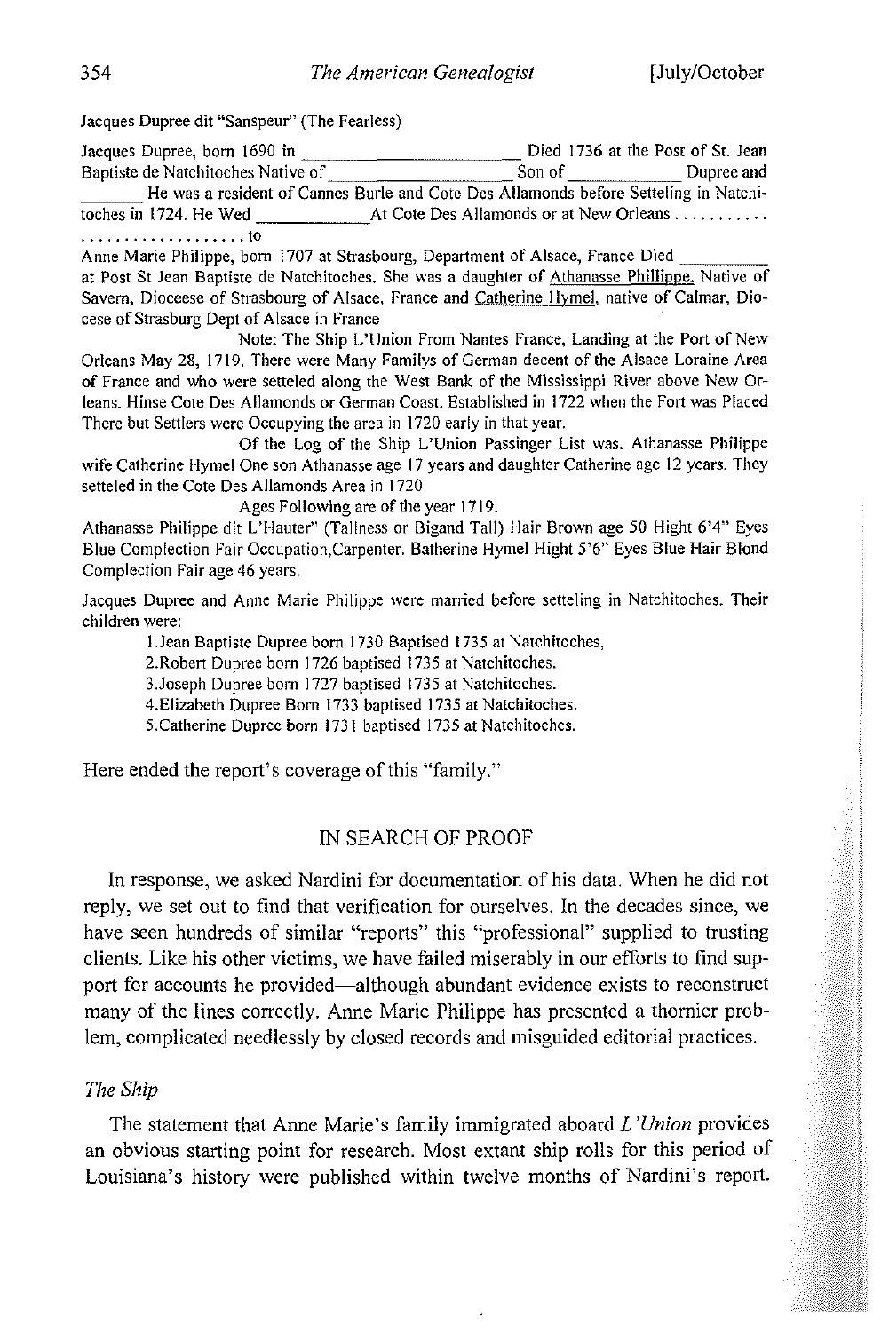Jacques Dupree dit "Sanspeur" (The Fearless)

Jacques Dupree, born 1690 in ______________________ Died 1736 at the Post of St. Jean Baptiste de Natchitoches Native of ______________________ Son of ____________ Dupree and _______ He was a resident of Cannes Burle and Cote Des Allamonds before Setteling in Natchitoches in 1724. He Wed ____________At Cote Des Allamonds or at New Orleans . . . . . . . . . . . . . . . . . . . . . . . . . . . . . . . to

Anne Marie Philippe, born 1707 at Strasbourg, Department of Alsace, France Died _________ at Post St Jean Baptiste de Natchitoches. She was a daughter of Athanasse Phillippe, Native of Savern, Dioceese of Strasbourg of Alsace, France and Catherine Hymel, native of Calmar, Diocese of Strasburg Dept of Alsace in France

Note: The Ship L'Union From Nantes France, Landing at the Port of New Orleans May 28, 1719. There were Many Familys of German decent of the Alsace Loraine Area of France and who were setteled along the West Bank of the Mississippi River above New Orleans. Hinse Cote Des Allamonds or German Coast. Established in 1722 when the Fort was Placed There but Settlers were Occupying the area in 1720 early in that year.

Of the Log of the Ship L'Union Passinger List was. Athanasse Philippe wife Catherine Hymel One son Athanasse age 17 years and daughter Catherine age 12 years. They setteled in the Cote Des Allamonds Area in 1720

Ages Following are of the year 1719.

Athanasse Philippe dit L'Hauter" (Tallness or Bigand Tall) Hair Brown age 50 Hight 6'4" Eyes Blue Complection Fair Occupation,Carpenter. Batherine Hymel Hight 5'6" Eyes Blue Hair Blond Complection Fair age 46 years.

Jacques Dupree and Anne Marie Philippe were married before setteling in Natchitoches. Their children were:

1.Jean Baptiste Dupree born 1730 Baptised 1735 at Natchitoches,
2.Robert Dupree born 1726 baptised 1735 at Natchitoches.
3.Joseph Dupree born 1727 baptised 1735 at Natchitoches.
4.Elizabeth Dupree Born 1733 baptised 1735 at Natchitoches.
5.Catherine Dupree born 1731 baptised 1735 at Natchitoches.

Here ended the report's coverage of this "family."

## IN SEARCH OF PROOF

In response, we asked Nardini for documentation of his data. When he did not reply, we set out to find that verification for ourselves. In the decades since, we have seen hundreds of similar "reports" this "professional" supplied to trusting clients. Like his other victims, we have failed miserably in our efforts to find support for accounts he provided—although abundant evidence exists to reconstruct many of the lines correctly. Anne Marie Philippe has presented a thornier problem, complicated needlessly by closed records and misguided editorial practices.

### *The Ship*

The statement that Anne Marie's family immigrated aboard *L'Union* provides an obvious starting point for research. Most extant ship rolls for this period of Louisiana's history were published within twelve months of Nardini's report.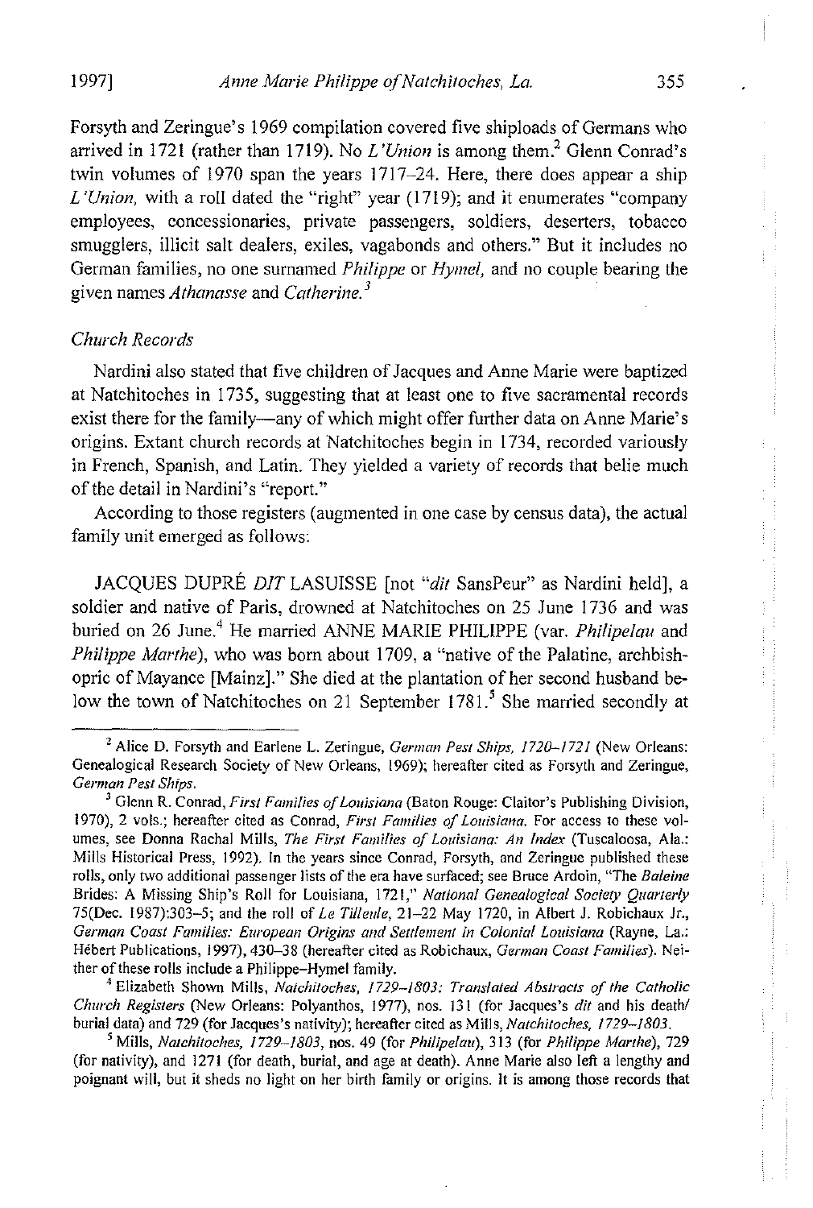Forsyth and Zeringue's 1969 compilation covered five shiploads of Germans who arrived in 1721 (rather than 1719). No *L'Union* is among them.[2] Glenn Conrad's twin volumes of 1970 span the years 1717–24. Here, there does appear a ship *L'Union*, with a roll dated the "right" year (1719); and it enumerates "company employees, concessionaries, private passengers, soldiers, deserters, tobacco smugglers, illicit salt dealers, exiles, vagabonds and others." But it includes no German families, no one surnamed *Philippe* or *Hymel*, and no couple bearing the given names *Athanasse* and *Catherine*.[3]

### *Church Records*

Nardini also stated that five children of Jacques and Anne Marie were baptized at Natchitoches in 1735, suggesting that at least one to five sacramental records exist there for the family—any of which might offer further data on Anne Marie's origins. Extant church records at Natchitoches begin in 1734, recorded variously in French, Spanish, and Latin. They yielded a variety of records that belie much of the detail in Nardini's "report."

According to those registers (augmented in one case by census data), the actual family unit emerged as follows:

JACQUES DUPRÉ *DIT* LASUISSE [not "*dit* SansPeur" as Nardini held], a soldier and native of Paris, drowned at Natchitoches on 25 June 1736 and was buried on 26 June.[4] He married ANNE MARIE PHILIPPE (var. *Philipelau* and *Philippe Marthe*), who was born about 1709, a "native of the Palatine, archbishopric of Mayance [Mainz]." She died at the plantation of her second husband below the town of Natchitoches on 21 September 1781.[5] She married secondly at

---

[2] Alice D. Forsyth and Earlene L. Zeringue, *German Pest Ships, 1720–1721* (New Orleans: Genealogical Research Society of New Orleans, 1969); hereafter cited as Forsyth and Zeringue, *German Pest Ships*.

[3] Glenn R. Conrad, *First Families of Louisiana* (Baton Rouge: Claitor's Publishing Division, 1970), 2 vols.; hereafter cited as Conrad, *First Families of Louisiana*. For access to these volumes, see Donna Rachal Mills, *The First Families of Louisiana: An Index* (Tuscaloosa, Ala.: Mills Historical Press, 1992). In the years since Conrad, Forsyth, and Zeringue published these rolls, only two additional passenger lists of the era have surfaced; see Bruce Ardoin, "The *Baleine* Brides: A Missing Ship's Roll for Louisiana, 1721," *National Genealogical Society Quarterly* 75(Dec. 1987):303–5; and the roll of *Le Tilleule*, 21–22 May 1720, in Albert J. Robichaux Jr., *German Coast Families: European Origins and Settlement in Colonial Louisiana* (Rayne, La.: Hébert Publications, 1997), 430–38 (hereafter cited as Robichaux, *German Coast Families*). Neither of these rolls include a Philippe–Hymel family.

[4] Elizabeth Shown Mills, *Natchitoches, 1729–1803: Translated Abstracts of the Catholic Church Registers* (New Orleans: Polyanthos, 1977), nos. 131 (for Jacques's *dit* and his death/burial data) and 729 (for Jacques's nativity); hereafter cited as Mills, *Natchitoches, 1729–1803*.

[5] Mills, *Natchitoches, 1729–1803*, nos. 49 (for *Philipelau*), 313 (for *Philippe Marthe*), 729 (for nativity), and 1271 (for death, burial, and age at death). Anne Marie also left a lengthy and poignant will, but it sheds no light on her birth family or origins. It is among those records that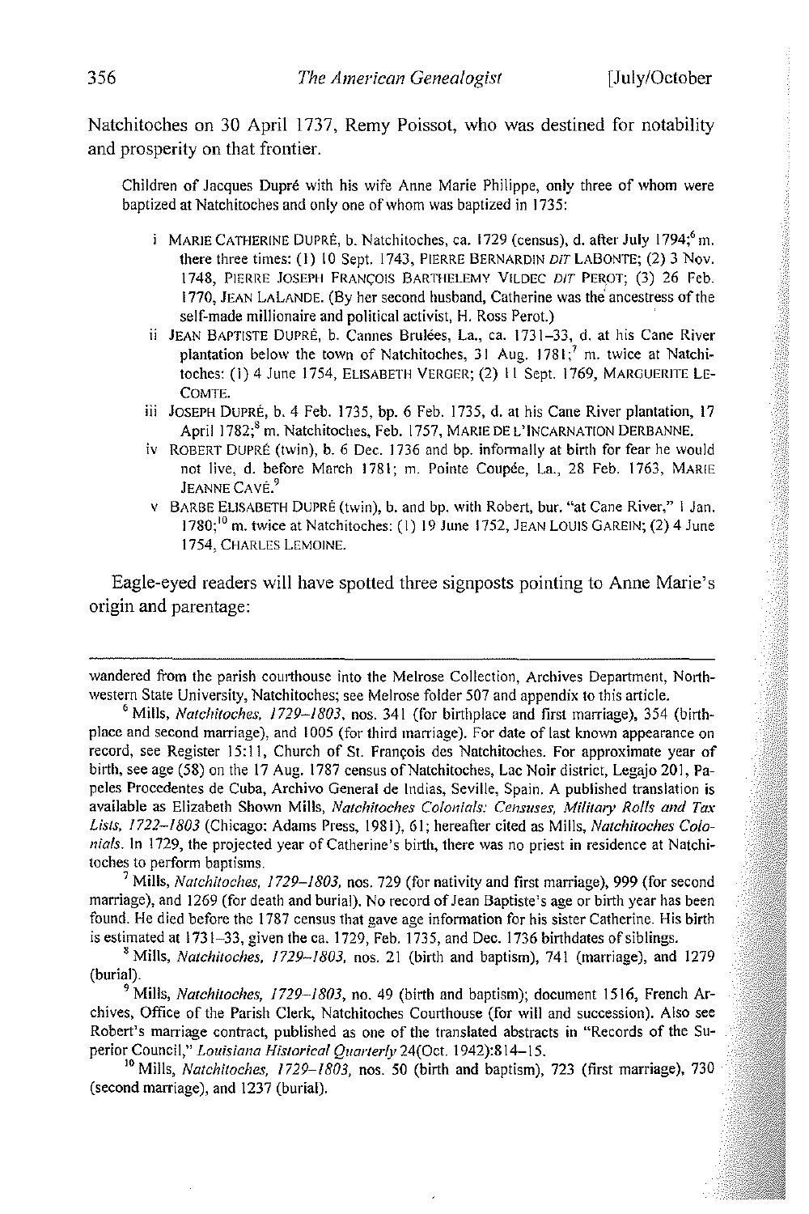Natchitoches on 30 April 1737, Remy Poissot, who was destined for notability and prosperity on that frontier.

> Children of Jacques Dupré with his wife Anne Marie Philippe, only three of whom were baptized at Natchitoches and only one of whom was baptized in 1735:
>
> i MARIE CATHERINE DUPRÉ, b. Natchitoches, ca. 1729 (census), d. after July 1794;[6] m. there three times: (1) 10 Sept. 1743, PIERRE BERNARDIN *DIT* LABONTE; (2) 3 Nov. 1748, PIERRE JOSEPH FRANÇOIS BARTHELEMY VILDEC *DIT* PEROT; (3) 26 Feb. 1770, JEAN LALANDE. (By her second husband, Catherine was the ancestress of the self-made millionaire and political activist, H. Ross Perot.)
>
> ii JEAN BAPTISTE DUPRÉ, b. Cannes Brulées, La., ca. 1731–33, d. at his Cane River plantation below the town of Natchitoches, 31 Aug. 1781;[7] m. twice at Natchitoches: (1) 4 June 1754, ELISABETH VERGER; (2) 11 Sept. 1769, MARGUERITE LECOMTE.
>
> iii JOSEPH DUPRÉ, b. 4 Feb. 1735, bp. 6 Feb. 1735, d. at his Cane River plantation, 17 April 1782;[8] m. Natchitoches, Feb. 1757, MARIE DE L'INCARNATION DERBANNE.
>
> iv ROBERT DUPRÉ (twin), b. 6 Dec. 1736 and bp. informally at birth for fear he would not live, d. before March 1781; m. Pointe Coupée, La., 28 Feb. 1763, MARIE JEANNE CAVÉ.[9]
>
> v BARBE ELISABETH DUPRÉ (twin), b. and bp. with Robert, bur. "at Cane River," 1 Jan. 1780;[10] m. twice at Natchitoches: (1) 19 June 1752, JEAN LOUIS GAREIN; (2) 4 June 1754, CHARLES LEMOINE.

Eagle-eyed readers will have spotted three signposts pointing to Anne Marie's origin and parentage:

---

wandered from the parish courthouse into the Melrose Collection, Archives Department, Northwestern State University, Natchitoches; see Melrose folder 507 and appendix to this article.

[6] Mills, *Natchitoches, 1729–1803*, nos. 341 (for birthplace and first marriage), 354 (birthplace and second marriage), and 1005 (for third marriage). For date of last known appearance on record, see Register 15:11, Church of St. François des Natchitoches. For approximate year of birth, see age (58) on the 17 Aug. 1787 census of Natchitoches, Lac Noir district, Legajo 201, Papeles Procedentes de Cuba, Archivo General de Indias, Seville, Spain. A published translation is available as Elizabeth Shown Mills, *Natchitoches Colonials: Censuses, Military Rolls and Tax Lists, 1722–1803* (Chicago: Adams Press, 1981), 61; hereafter cited as Mills, *Natchitoches Colonials*. In 1729, the projected year of Catherine's birth, there was no priest in residence at Natchitoches to perform baptisms.

[7] Mills, *Natchitoches, 1729–1803*, nos. 729 (for nativity and first marriage), 999 (for second marriage), and 1269 (for death and burial). No record of Jean Baptiste's age or birth year has been found. He died before the 1787 census that gave age information for his sister Catherine. His birth is estimated at 1731–33, given the ca. 1729, Feb. 1735, and Dec. 1736 birthdates of siblings.

[8] Mills, *Natchitoches, 1729–1803*, nos. 21 (birth and baptism), 741 (marriage), and 1279 (burial).

[9] Mills, *Natchitoches, 1729–1803*, no. 49 (birth and baptism); document 1516, French Archives, Office of the Parish Clerk, Natchitoches Courthouse (for will and succession). Also see Robert's marriage contract, published as one of the translated abstracts in "Records of the Superior Council," *Louisiana Historical Quarterly* 24(Oct. 1942):814–15.

[10] Mills, *Natchitoches, 1729–1803*, nos. 50 (birth and baptism), 723 (first marriage), 730 (second marriage), and 1237 (burial).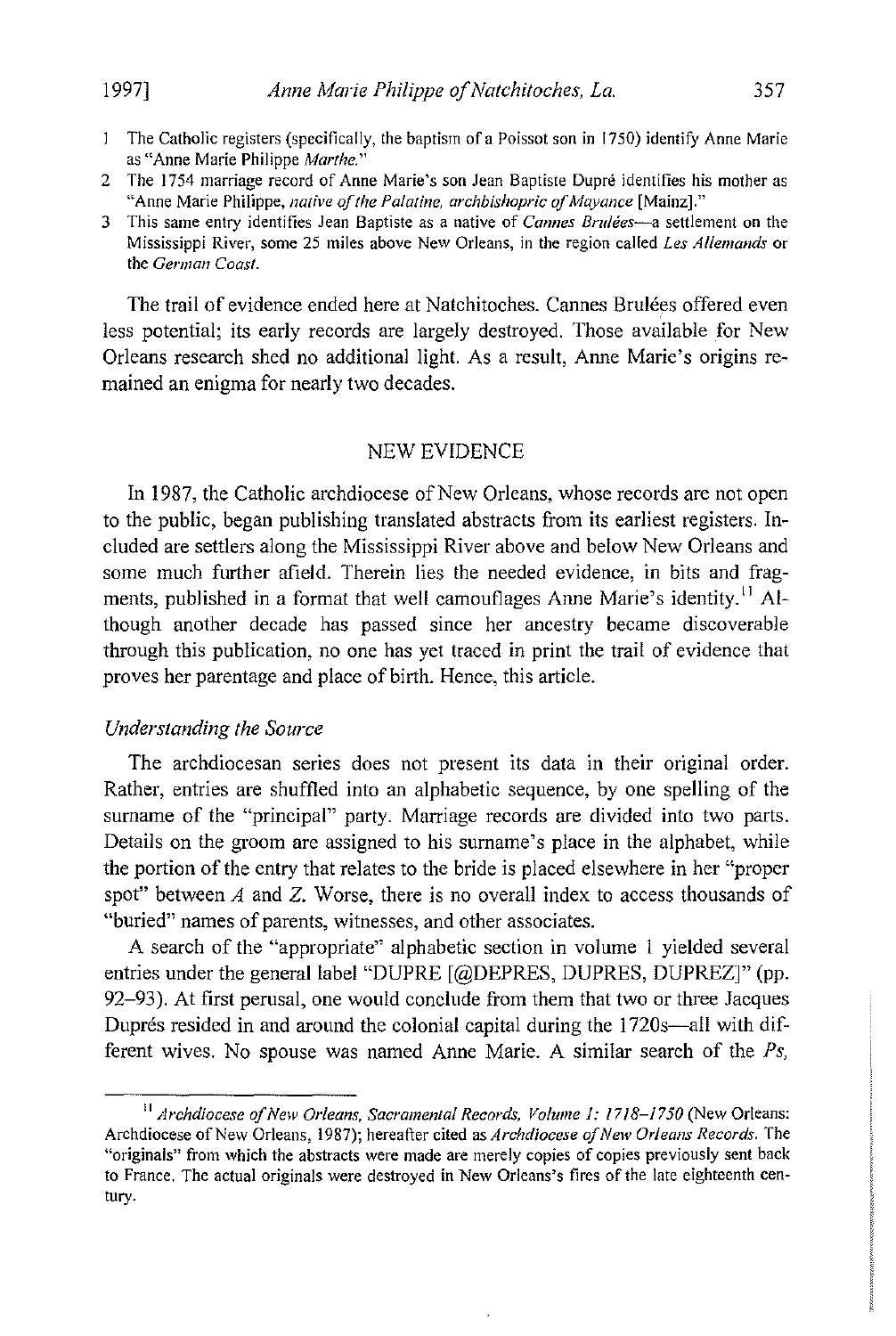1 The Catholic registers (specifically, the baptism of a Poissot son in 1750) identify Anne Marie as "Anne Marie Philippe *Marthe*."

2 The 1754 marriage record of Anne Marie's son Jean Baptiste Dupré identifies his mother as "Anne Marie Philippe, *native of the Palatine, archbishopric of Mayance* [Mainz]."

3 This same entry identifies Jean Baptiste as a native of *Cannes Brulées*—a settlement on the Mississippi River, some 25 miles above New Orleans, in the region called *Les Allemands* or the *German Coast*.

The trail of evidence ended here at Natchitoches. Cannes Brulées offered even less potential; its early records are largely destroyed. Those available for New Orleans research shed no additional light. As a result, Anne Marie's origins remained an enigma for nearly two decades.

## NEW EVIDENCE

In 1987, the Catholic archdiocese of New Orleans, whose records are not open to the public, began publishing translated abstracts from its earliest registers. Included are settlers along the Mississippi River above and below New Orleans and some much further afield. Therein lies the needed evidence, in bits and fragments, published in a format that well camouflages Anne Marie's identity.[11] Although another decade has passed since her ancestry became discoverable through this publication, no one has yet traced in print the trail of evidence that proves her parentage and place of birth. Hence, this article.

### *Understanding the Source*

The archdiocesan series does not present its data in their original order. Rather, entries are shuffled into an alphabetic sequence, by one spelling of the surname of the "principal" party. Marriage records are divided into two parts. Details on the groom are assigned to his surname's place in the alphabet, while the portion of the entry that relates to the bride is placed elsewhere in her "proper spot" between *A* and *Z*. Worse, there is no overall index to access thousands of "buried" names of parents, witnesses, and other associates.

A search of the "appropriate" alphabetic section in volume 1 yielded several entries under the general label "DUPRE [@DEPRES, DUPRES, DUPREZ]" (pp. 92–93). At first perusal, one would conclude from them that two or three Jacques Duprés resided in and around the colonial capital during the 1720s—all with different wives. No spouse was named Anne Marie. A similar search of the *Ps*,

[11] *Archdiocese of New Orleans, Sacramental Records, Volume 1: 1718–1750* (New Orleans: Archdiocese of New Orleans, 1987); hereafter cited as *Archdiocese of New Orleans Records*. The "originals" from which the abstracts were made are merely copies of copies previously sent back to France. The actual originals were destroyed in New Orleans's fires of the late eighteenth century.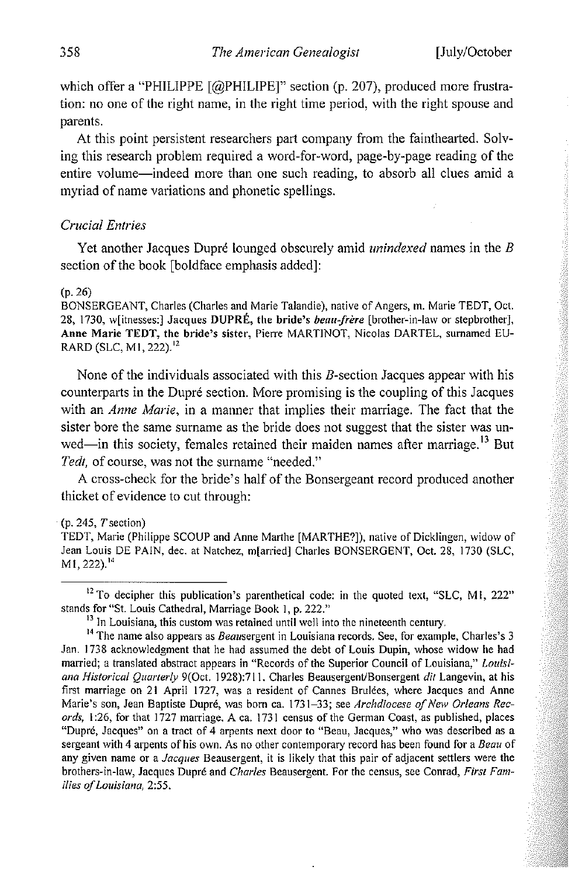which offer a "PHILIPPE [@PHILIPE]" section (p. 207), produced more frustration: no one of the right name, in the right time period, with the right spouse and parents.

At this point persistent researchers part company from the fainthearted. Solving this research problem required a word-for-word, page-by-page reading of the entire volume—indeed more than one such reading, to absorb all clues amid a myriad of name variations and phonetic spellings.

### *Crucial Entries*

Yet another Jacques Dupré lounged obscurely amid *unindexed* names in the *B* section of the book [boldface emphasis added]:

> (p. 26)
> BONSERGEANT, Charles (Charles and Marie Talandie), native of Angers, m. Marie TEDT, Oct. 28, 1730, w[itnesses:] **Jacques DUPRÉ, the bride's *beau-frère*** [brother-in-law or stepbrother], **Anne Marie TEDT, the bride's sister,** Pierre MARTINOT, Nicolas DARTEL, surnamed EURARD (SLC, M1, 222).[12]

None of the individuals associated with this *B*-section Jacques appear with his counterparts in the Dupré section. More promising is the coupling of this Jacques with an *Anne Marie*, in a manner that implies their marriage. The fact that the sister bore the same surname as the bride does not suggest that the sister was unwed—in this society, females retained their maiden names after marriage.[13] But *Tedt*, of course, was not the surname "needed."

A cross-check for the bride's half of the Bonsergeant record produced another thicket of evidence to cut through:

> (p. 245, *T* section)
> TEDT, Marie (Philippe SCOUP and Anne Marthe [MARTHE?]), native of Dicklingen, widow of Jean Louis DE PAIN, dec. at Natchez, m[arried] Charles BONSERGENT, Oct. 28, 1730 (SLC, M1, 222).[14]

---

[12] To decipher this publication's parenthetical code: in the quoted text, "SLC, M1, 222" stands for "St. Louis Cathedral, Marriage Book 1, p. 222."

[13] In Louisiana, this custom was retained until well into the nineteenth century.

[14] The name also appears as *Beau*sergent in Louisiana records. See, for example, Charles's 3 Jan. 1738 acknowledgment that he had assumed the debt of Louis Dupin, whose widow he had married; a translated abstract appears in "Records of the Superior Council of Louisiana," *Louisiana Historical Quarterly* 9(Oct. 1928):711. Charles Beausergent/Bonsergent *dit* Langevin, at his first marriage on 21 April 1727, was a resident of Cannes Brulées, where Jacques and Anne Marie's son, Jean Baptiste Dupré, was born ca. 1731–33; see *Archdiocese of New Orleans Records*, 1:26, for that 1727 marriage. A ca. 1731 census of the German Coast, as published, places "Dupré, Jacques" on a tract of 4 arpents next door to "Beau, Jacques," who was described as a sergeant with 4 arpents of his own. As no other contemporary record has been found for a *Beau* of any given name or a *Jacques* Beausergent, it is likely that this pair of adjacent settlers were the brothers-in-law, Jacques Dupré and *Charles* Beausergent. For the census, see Conrad, *First Families of Louisiana*, 2:55.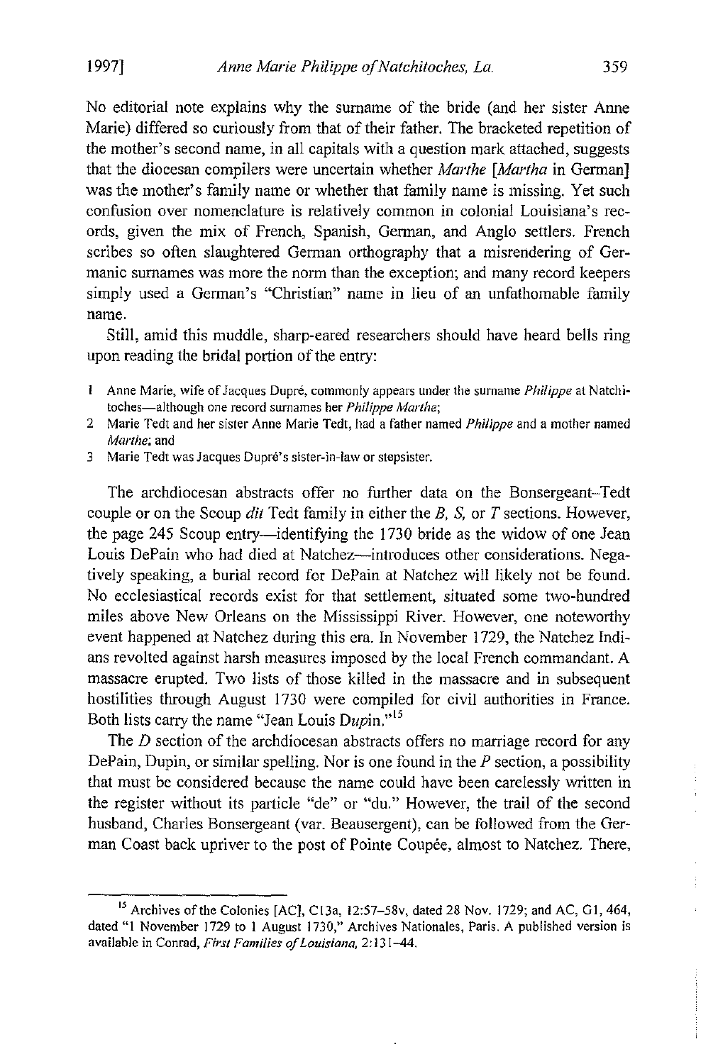No editorial note explains why the surname of the bride (and her sister Anne Marie) differed so curiously from that of their father. The bracketed repetition of the mother's second name, in all capitals with a question mark attached, suggests that the diocesan compilers were uncertain whether *Marthe* [*Martha* in German] was the mother's family name or whether that family name is missing. Yet such confusion over nomenclature is relatively common in colonial Louisiana's records, given the mix of French, Spanish, German, and Anglo settlers. French scribes so often slaughtered German orthography that a misrendering of Germanic surnames was more the norm than the exception; and many record keepers simply used a German's "Christian" name in lieu of an unfathomable family name.

Still, amid this muddle, sharp-eared researchers should have heard bells ring upon reading the bridal portion of the entry:

1. Anne Marie, wife of Jacques Dupré, commonly appears under the surname *Philippe* at Natchitoches—although one record surnames her *Philippe Marthe*;
2. Marie Tedt and her sister Anne Marie Tedt, had a father named *Philippe* and a mother named *Marthe*; and
3. Marie Tedt was Jacques Dupré's sister-in-law or stepsister.

The archdiocesan abstracts offer no further data on the Bonsergeant–Tedt couple or on the Scoup *dit* Tedt family in either the *B*, *S*, or *T* sections. However, the page 245 Scoup entry—identifying the 1730 bride as the widow of one Jean Louis DePain who had died at Natchez—introduces other considerations. Negatively speaking, a burial record for DePain at Natchez will likely not be found. No ecclesiastical records exist for that settlement, situated some two-hundred miles above New Orleans on the Mississippi River. However, one noteworthy event happened at Natchez during this era. In November 1729, the Natchez Indians revolted against harsh measures imposed by the local French commandant. A massacre erupted. Two lists of those killed in the massacre and in subsequent hostilities through August 1730 were compiled for civil authorities in France. Both lists carry the name "Jean Louis D*u*pin."[15]

The *D* section of the archdiocesan abstracts offers no marriage record for any DePain, Dupin, or similar spelling. Nor is one found in the *P* section, a possibility that must be considered because the name could have been carelessly written in the register without its particle "de" or "du." However, the trail of the second husband, Charles Bonsergeant (var. Beausergent), can be followed from the German Coast back upriver to the post of Pointe Coupée, almost to Natchez. There,

---

[15] Archives of the Colonies [AC], C13a, 12:57–58v, dated 28 Nov. 1729; and AC, G1, 464, dated "1 November 1729 to 1 August 1730," Archives Nationales, Paris. A published version is available in Conrad, *First Families of Louisiana*, 2:131–44.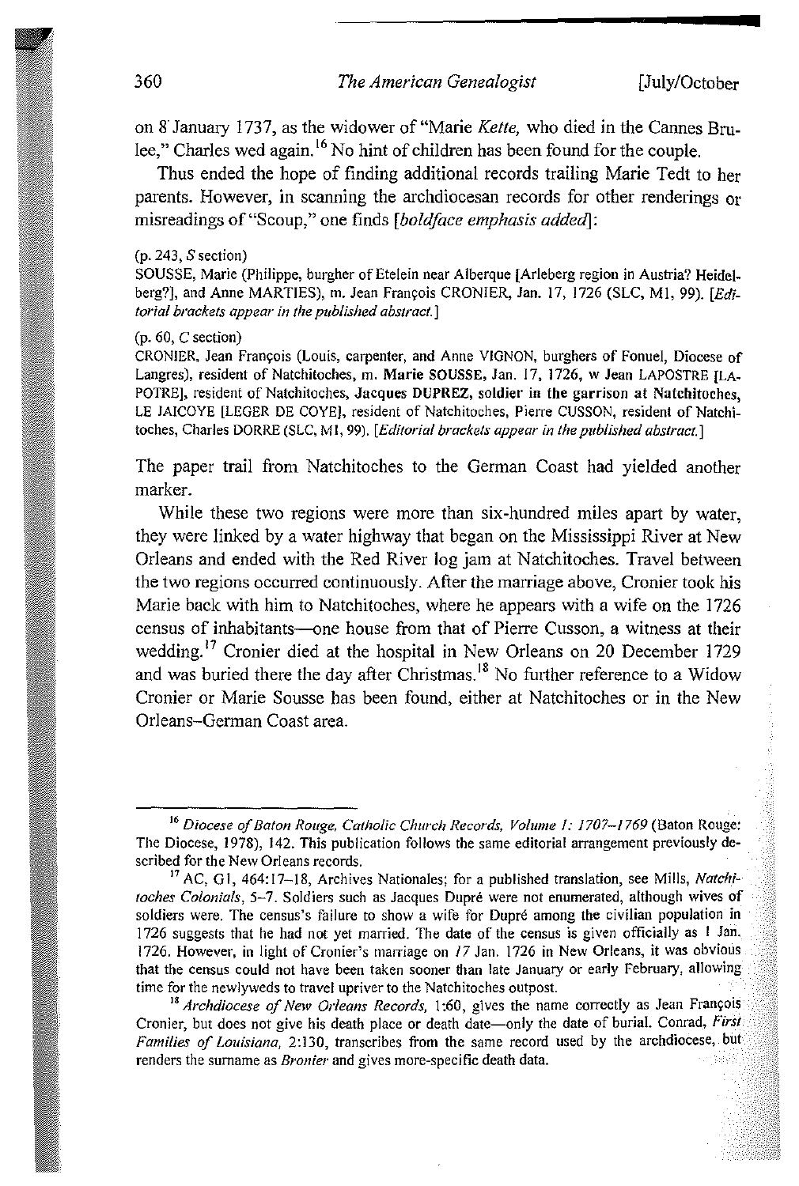on 8 January 1737, as the widower of "Marie *Kette,* who died in the Cannes Brulee," Charles wed again.[16] No hint of children has been found for the couple.

Thus ended the hope of finding additional records trailing Marie Tedt to her parents. However, in scanning the archdiocesan records for other renderings or misreadings of "Scoup," one finds [*boldface emphasis added*]:

> (p. 243, *S* section)
> SOUSSE, Marie (Philippe, burgher of Etelein near Alberque [Arleberg region in Austria? Heidelberg?], and Anne MARTIES), m. Jean François CRONIER, Jan. 17, 1726 (SLC, M1, 99). [*Editorial brackets appear in the published abstract.*]

> (p. 60, *C* section)
> CRONIER, Jean François (Louis, carpenter, and Anne VIGNON, burghers of Fonuel, Diocese of Langres), resident of Natchitoches, m. **Marie SOUSSE,** Jan. 17, 1726, w Jean LAPOSTRE [LAPOTRE], resident of Natchitoches, **Jacques DUPREZ, soldier in the garrison at Natchitoches,** LE JAICOYE [LEGER DE COYE], resident of Natchitoches, Pierre CUSSON, resident of Natchitoches, Charles DORRE (SLC, M1, 99). [*Editorial brackets appear in the published abstract.*]

The paper trail from Natchitoches to the German Coast had yielded another marker.

While these two regions were more than six-hundred miles apart by water, they were linked by a water highway that began on the Mississippi River at New Orleans and ended with the Red River log jam at Natchitoches. Travel between the two regions occurred continuously. After the marriage above, Cronier took his Marie back with him to Natchitoches, where he appears with a wife on the 1726 census of inhabitants—one house from that of Pierre Cusson, a witness at their wedding.[17] Cronier died at the hospital in New Orleans on 20 December 1729 and was buried there the day after Christmas.[18] No further reference to a Widow Cronier or Marie Sousse has been found, either at Natchitoches or in the New Orleans–German Coast area.

---

[16] *Diocese of Baton Rouge, Catholic Church Records, Volume 1: 1707–1769* (Baton Rouge: The Diocese, 1978), 142. This publication follows the same editorial arrangement previously described for the New Orleans records.

[17] AC, G1, 464:17–18, Archives Nationales; for a published translation, see Mills, *Natchitoches Colonials*, 5–7. Soldiers such as Jacques Dupré were not enumerated, although wives of soldiers were. The census's failure to show a wife for Dupré among the civilian population in 1726 suggests that he had not yet married. The date of the census is given officially as 1 Jan. 1726. However, in light of Cronier's marriage on *17* Jan. 1726 in New Orleans, it was obvious that the census could not have been taken sooner than late January or early February, allowing time for the newlyweds to travel upriver to the Natchitoches outpost.

[18] *Archdiocese of New Orleans Records*, 1:60, gives the name correctly as Jean François Cronier, but does not give his death place or death date—only the date of burial. Conrad, *First Families of Louisiana*, 2:130, transcribes from the same record used by the archdiocese, but renders the surname as *Bronier* and gives more-specific death data.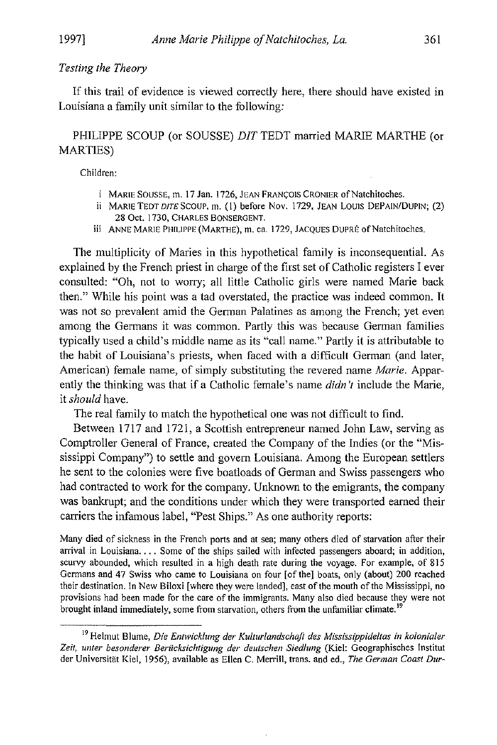*Testing the Theory*

If this trail of evidence is viewed correctly here, there should have existed in Louisiana a family unit similar to the following:

PHILIPPE SCOUP (or SOUSSE) *DIT* TEDT married MARIE MARTHE (or MARTIES)

Children:

- i MARIE SOUSSE, m. 17 Jan. 1726, JEAN FRANÇOIS CRONIER of Natchitoches.
- ii MARIE TEDT *DITE* SCOUP, m. (1) before Nov. 1729, JEAN LOUIS DEPAIN/DUPIN; (2) 28 Oct. 1730, CHARLES BONSERGENT.
- iii ANNE MARIE PHILIPPE (MARTHE), m. ca. 1729, JACQUES DUPRÉ of Natchitoches.

The multiplicity of Maries in this hypothetical family is inconsequential. As explained by the French priest in charge of the first set of Catholic registers I ever consulted: "Oh, not to worry; all little Catholic girls were named Marie back then." While his point was a tad overstated, the practice was indeed common. It was not so prevalent amid the German Palatines as among the French; yet even among the Germans it was common. Partly this was because German families typically used a child's middle name as its "call name." Partly it is attributable to the habit of Louisiana's priests, when faced with a difficult German (and later, American) female name, of simply substituting the revered name *Marie*. Apparently the thinking was that if a Catholic female's name *didn't* include the Marie, it *should* have.

The real family to match the hypothetical one was not difficult to find.

Between 1717 and 1721, a Scottish entrepreneur named John Law, serving as Comptroller General of France, created the Company of the Indies (or the "Mississippi Company") to settle and govern Louisiana. Among the European settlers he sent to the colonies were five boatloads of German and Swiss passengers who had contracted to work for the company. Unknown to the emigrants, the company was bankrupt; and the conditions under which they were transported earned their carriers the infamous label, "Pest Ships." As one authority reports:

> Many died of sickness in the French ports and at sea; many others died of starvation after their arrival in Louisiana. . . . Some of the ships sailed with infected passengers aboard; in addition, scurvy abounded, which resulted in a high death rate during the voyage. For example, of 815 Germans and 47 Swiss who came to Louisiana on four [of the] boats, only (about) 200 reached their destination. In New Biloxi [where they were landed], east of the mouth of the Mississippi, no provisions had been made for the care of the immigrants. Many also died because they were not brought inland immediately, some from starvation, others from the unfamiliar climate.[19]

---

[19] Helmut Blume, *Die Entwicklung der Kulturlandschaft des Mississippideltas in kolonialer Zeit, unter besonderer Berücksichtigung der deutschen Siedlung* (Kiel: Geographisches Institut der Universität Kiel, 1956), available as Ellen C. Merrill, trans. and ed., *The German Coast Dur-*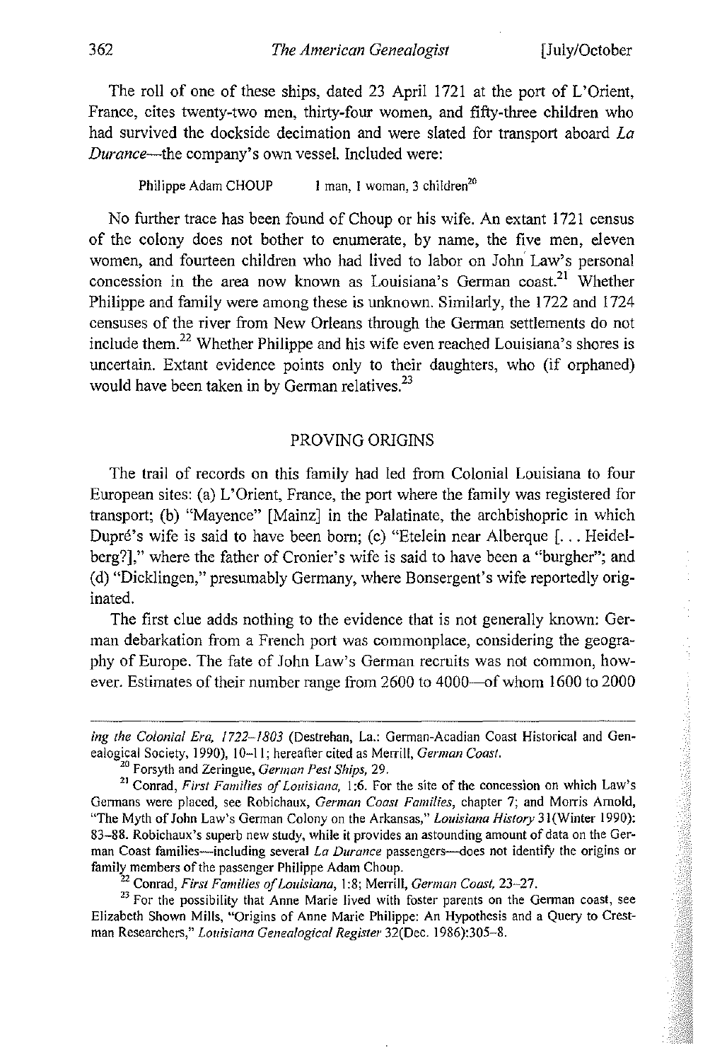The roll of one of these ships, dated 23 April 1721 at the port of L'Orient, France, cites twenty-two men, thirty-four women, and fifty-three children who had survived the dockside decimation and were slated for transport aboard *La Durance*—the company's own vessel. Included were:

> Philippe Adam CHOUP  1 man, 1 woman, 3 children[20]

No further trace has been found of Choup or his wife. An extant 1721 census of the colony does not bother to enumerate, by name, the five men, eleven women, and fourteen children who had lived to labor on John Law's personal concession in the area now known as Louisiana's German coast.[21] Whether Philippe and family were among these is unknown. Similarly, the 1722 and 1724 censuses of the river from New Orleans through the German settlements do not include them.[22] Whether Philippe and his wife even reached Louisiana's shores is uncertain. Extant evidence points only to their daughters, who (if orphaned) would have been taken in by German relatives.[23]

## PROVING ORIGINS

The trail of records on this family had led from Colonial Louisiana to four European sites: (a) L'Orient, France, the port where the family was registered for transport; (b) "Mayence" [Mainz] in the Palatinate, the archbishopric in which Dupré's wife is said to have been born; (c) "Etelein near Alberque [. . . Heidelberg?]," where the father of Cronier's wife is said to have been a "burgher"; and (d) "Dicklingen," presumably Germany, where Bonsergent's wife reportedly originated.

The first clue adds nothing to the evidence that is not generally known: German debarkation from a French port was commonplace, considering the geography of Europe. The fate of John Law's German recruits was not common, however. Estimates of their number range from 2600 to 4000—of whom 1600 to 2000

---

*ing the Colonial Era, 1722–1803* (Destrehan, La.: German-Acadian Coast Historical and Genealogical Society, 1990), 10–11; hereafter cited as Merrill, *German Coast*.

[20] Forsyth and Zeringue, *German Pest Ships*, 29.

[21] Conrad, *First Families of Louisiana*, 1:6. For the site of the concession on which Law's Germans were placed, see Robichaux, *German Coast Families*, chapter 7; and Morris Arnold, "The Myth of John Law's German Colony on the Arkansas," *Louisiana History* 31(Winter 1990): 83–88. Robichaux's superb new study, while it provides an astounding amount of data on the German Coast families—including several *La Durance* passengers—does not identify the origins or family members of the passenger Philippe Adam Choup.

[22] Conrad, *First Families of Louisiana*, 1:8; Merrill, *German Coast*, 23–27.

[23] For the possibility that Anne Marie lived with foster parents on the German coast, see Elizabeth Shown Mills, "Origins of Anne Marie Philippe: An Hypothesis and a Query to Crestman Researchers," *Louisiana Genealogical Register* 32(Dec. 1986):305–8.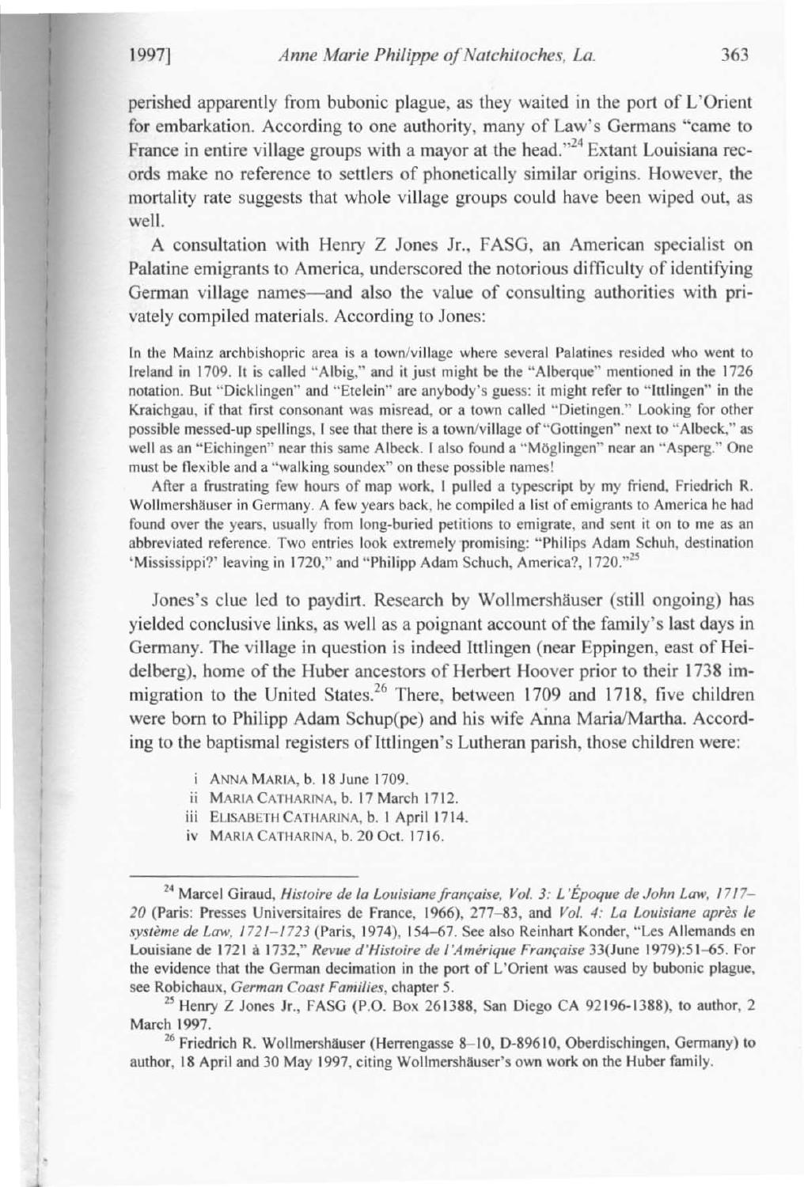perished apparently from bubonic plague, as they waited in the port of L'Orient for embarkation. According to one authority, many of Law's Germans "came to France in entire village groups with a mayor at the head."[24] Extant Louisiana records make no reference to settlers of phonetically similar origins. However, the mortality rate suggests that whole village groups could have been wiped out, as well.

A consultation with Henry Z Jones Jr., FASG, an American specialist on Palatine emigrants to America, underscored the notorious difficulty of identifying German village names—and also the value of consulting authorities with privately compiled materials. According to Jones:

> In the Mainz archbishopric area is a town/village where several Palatines resided who went to Ireland in 1709. It is called "Albig," and it just might be the "Alberque" mentioned in the 1726 notation. But "Dicklingen" and "Etelein" are anybody's guess: it might refer to "Ittlingen" in the Kraichgau, if that first consonant was misread, or a town called "Dietingen." Looking for other possible messed-up spellings, I see that there is a town/village of "Gottingen" next to "Albeck," as well as an "Eichingen" near this same Albeck. I also found a "Möglingen" near an "Asperg." One must be flexible and a "walking soundex" on these possible names!
>
> After a frustrating few hours of map work, I pulled a typescript by my friend, Friedrich R. Wollmershäuser in Germany. A few years back, he compiled a list of emigrants to America he had found over the years, usually from long-buried petitions to emigrate, and sent it on to me as an abbreviated reference. Two entries look extremely promising: "Philips Adam Schuh, destination 'Mississippi?' leaving in 1720," and "Philipp Adam Schuch, America?, 1720."[25]

Jones's clue led to paydirt. Research by Wollmershäuser (still ongoing) has yielded conclusive links, as well as a poignant account of the family's last days in Germany. The village in question is indeed Ittlingen (near Eppingen, east of Heidelberg), home of the Huber ancestors of Herbert Hoover prior to their 1738 immigration to the United States.[26] There, between 1709 and 1718, five children were born to Philipp Adam Schup(pe) and his wife Anna Maria/Martha. According to the baptismal registers of Ittlingen's Lutheran parish, those children were:

- i ANNA MARIA, b. 18 June 1709.
- ii MARIA CATHARINA, b. 17 March 1712.
- iii ELISABETH CATHARINA, b. 1 April 1714.
- iv MARIA CATHARINA, b. 20 Oct. 1716.

---

[24] Marcel Giraud, *Histoire de la Louisiane française, Vol. 3: L'Époque de John Law, 1717–20* (Paris: Presses Universitaires de France, 1966), 277–83, and *Vol. 4: La Louisiane après le système de Law, 1721–1723* (Paris, 1974), 154–67. See also Reinhart Konder, "Les Allemands en Louisiane de 1721 à 1732," *Revue d'Histoire de l'Amérique Française* 33(June 1979):51–65. For the evidence that the German decimation in the port of L'Orient was caused by bubonic plague, see Robichaux, *German Coast Families*, chapter 5.

[25] Henry Z Jones Jr., FASG (P.O. Box 261388, San Diego CA 92196-1388), to author, 2 March 1997.

[26] Friedrich R. Wollmershäuser (Herrengasse 8–10, D-89610, Oberdischingen, Germany) to author, 18 April and 30 May 1997, citing Wollmershäuser's own work on the Huber family.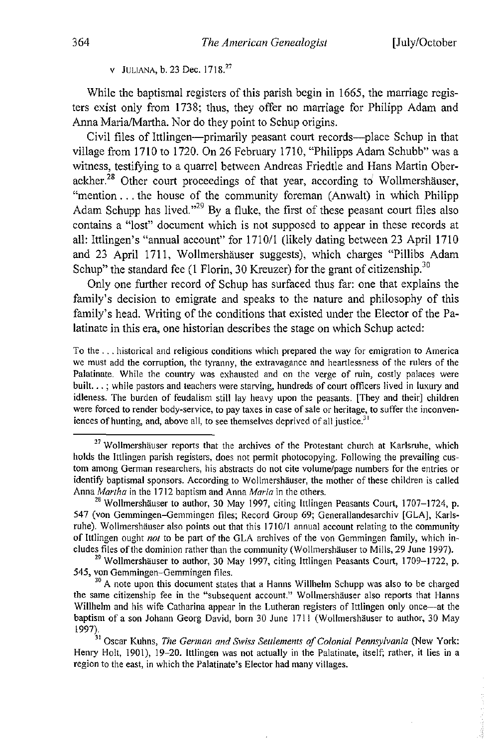v JULIANA, b. 23 Dec. 1718.[27]

While the baptismal registers of this parish begin in 1665, the marriage registers exist only from 1738; thus, they offer no marriage for Philipp Adam and Anna Maria/Martha. Nor do they point to Schup origins.

Civil files of Ittlingen—primarily peasant court records—place Schup in that village from 1710 to 1720. On 26 February 1710, "Philipps Adam Schubb" was a witness, testifying to a quarrel between Andreas Friedtle and Hans Martin Oberackher.[28] Other court proceedings of that year, according to Wollmershäuser, "mention . . . the house of the community foreman (Anwalt) in which Philipp Adam Schupp has lived."[29] By a fluke, the first of these peasant court files also contains a "lost" document which is not supposed to appear in these records at all: Ittlingen's "annual account" for 1710/1 (likely dating between 23 April 1710 and 23 April 1711, Wollmershäuser suggests), which charges "Pillibs Adam Schup" the standard fee (1 Florin, 30 Kreuzer) for the grant of citizenship.[30]

Only one further record of Schup has surfaced thus far: one that explains the family's decision to emigrate and speaks to the nature and philosophy of this family's head. Writing of the conditions that existed under the Elector of the Palatinate in this era, one historian describes the stage on which Schup acted:

> To the . . . historical and religious conditions which prepared the way for emigration to America we must add the corruption, the tyranny, the extravagance and heartlessness of the rulers of the Palatinate. While the country was exhausted and on the verge of ruin, costly palaces were built. . . ; while pastors and teachers were starving, hundreds of court officers lived in luxury and idleness. The burden of feudalism still lay heavy upon the peasants. [They and their] children were forced to render body-service, to pay taxes in case of sale or heritage, to suffer the inconveniences of hunting, and, above all, to see themselves deprived of all justice.[31]

---

[27] Wollmershäuser reports that the archives of the Protestant church at Karlsruhe, which holds the Ittlingen parish registers, does not permit photocopying. Following the prevailing custom among German researchers, his abstracts do not cite volume/page numbers for the entries or identify baptismal sponsors. According to Wollmershäuser, the mother of these children is called Anna *Martha* in the 1712 baptism and Anna *Maria* in the others.

[28] Wollmershäuser to author, 30 May 1997, citing Ittlingen Peasants Court, 1707–1724, p. 547 (von Gemmingen–Gemmingen files; Record Group 69; Generallandesarchiv [GLA], Karlsruhe). Wollmershäuser also points out that this 1710/1 annual account relating to the community of Ittlingen ought *not* to be part of the GLA archives of the von Gemmingen family, which includes files of the dominion rather than the community (Wollmershäuser to Mills, 29 June 1997).

[29] Wollmershäuser to author, 30 May 1997, citing Ittlingen Peasants Court, 1709–1722, p. 545, von Gemmingen–Gemmingen files.

[30] A note upon this document states that a Hanns Willhelm Schupp was also to be charged the same citizenship fee in the "subsequent account." Wollmershäuser also reports that Hanns Willhelm and his wife Catharina appear in the Lutheran registers of Ittlingen only once—at the baptism of a son Johann Georg David, born 30 June 1711 (Wollmershäuser to author, 30 May 1997).

[31] Oscar Kuhns, *The German and Swiss Settlements of Colonial Pennsylvania* (New York: Henry Holt, 1901), 19–20. Ittlingen was not actually in the Palatinate, itself; rather, it lies in a region to the east, in which the Palatinate's Elector had many villages.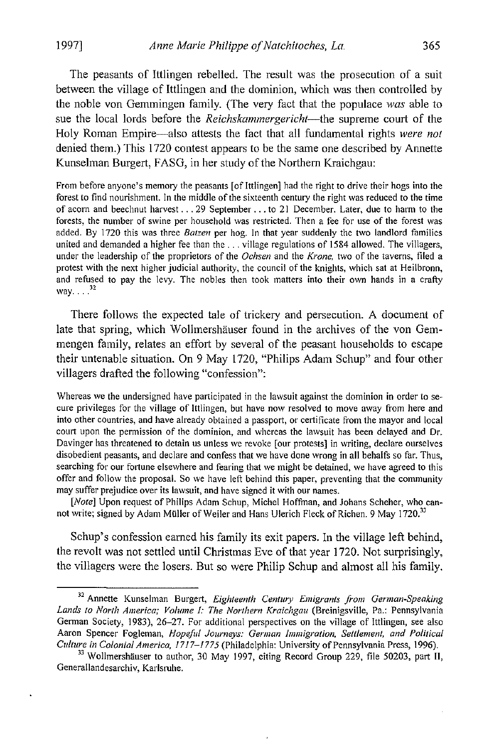The peasants of Ittlingen rebelled. The result was the prosecution of a suit between the village of Ittlingen and the dominion, which was then controlled by the noble von Gemmingen family. (The very fact that the populace *was* able to sue the local lords before the *Reichskammergericht*—the supreme court of the Holy Roman Empire—also attests the fact that all fundamental rights *were not* denied them.) This 1720 contest appears to be the same one described by Annette Kunselman Burgert, FASG, in her study of the Northern Kraichgau:

> From before anyone's memory the peasants [of Ittlingen] had the right to drive their hogs into the forest to find nourishment. In the middle of the sixteenth century the right was reduced to the time of acorn and beechnut harvest . . . 29 September . . . to 21 December. Later, due to harm to the forests, the number of swine per household was restricted. Then a fee for use of the forest was added. By 1720 this was three *Batzen* per hog. In that year suddenly the two landlord families united and demanded a higher fee than the . . . village regulations of 1584 allowed. The villagers, under the leadership of the proprietors of the *Ochsen* and the *Krone*, two of the taverns, filed a protest with the next higher judicial authority, the council of the knights, which sat at Heilbronn, and refused to pay the levy. The nobles then took matters into their own hands in a crafty way. . . .[32]

There follows the expected tale of trickery and persecution. A document of late that spring, which Wollmershäuser found in the archives of the von Gemmengen family, relates an effort by several of the peasant households to escape their untenable situation. On 9 May 1720, "Philips Adam Schup" and four other villagers drafted the following "confession":

> Whereas we the undersigned have participated in the lawsuit against the dominion in order to secure privileges for the village of Ittlingen, but have now resolved to move away from here and into other countries, and have already obtained a passport, or certificate from the mayor and local court upon the permission of the dominion, and whereas the lawsuit has been delayed and Dr. Davinger has threatened to detain us unless we revoke [our protests] in writing, declare ourselves disobedient peasants, and declare and confess that we have done wrong in all behalfs so far. Thus, searching for our fortune elsewhere and fearing that we might be detained, we have agreed to this offer and follow the proposal. So we have left behind this paper, preventing that the community may suffer prejudice over its lawsuit, and have signed it with our names.
>
> [*Note*] Upon request of Philips Adam Schup, Michel Hoffman, and Johans Scheher, who cannot write; signed by Adam Müller of Weiler and Hans Ulerich Fleck of Richen. 9 May 1720.[33]

Schup's confession earned his family its exit papers. In the village left behind, the revolt was not settled until Christmas Eve of that year 1720. Not surprisingly, the villagers were the losers. But so were Philip Schup and almost all his family.

---

[32] Annette Kunselman Burgert, *Eighteenth Century Emigrants from German-Speaking Lands to North America; Volume I: The Northern Kraichgau* (Breinigsville, Pa.: Pennsylvania German Society, 1983), 26–27. For additional perspectives on the village of Ittlingen, see also Aaron Spencer Fogleman, *Hopeful Journeys: German Immigration, Settlement, and Political Culture in Colonial America, 1717–1775* (Philadelphia: University of Pennsylvania Press, 1996).

[33] Wollmershäuser to author, 30 May 1997, citing Record Group 229, file 50203, part II, Generallandesarchiv, Karlsruhe.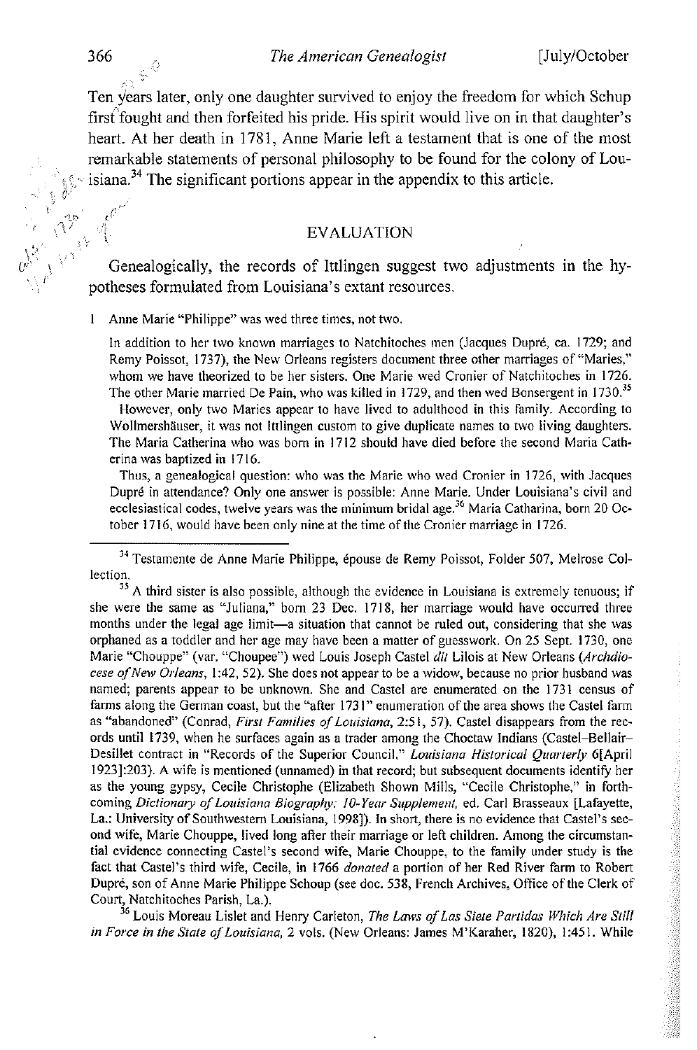Ten years later, only one daughter survived to enjoy the freedom for which Schup first fought and then forfeited his pride. His spirit would live on in that daughter's heart. At her death in 1781, Anne Marie left a testament that is one of the most remarkable statements of personal philosophy to be found for the colony of Louisiana.[34] The significant portions appear in the appendix to this article.

## EVALUATION

Genealogically, the records of Ittlingen suggest two adjustments in the hypotheses formulated from Louisiana's extant resources.

1 Anne Marie "Philippe" was wed three times, not two.

In addition to her two known marriages to Natchitoches men (Jacques Dupré, ca. 1729; and Remy Poissot, 1737), the New Orleans registers document three other marriages of "Maries," whom we have theorized to be her sisters. One Marie wed Cronier of Natchitoches in 1726. The other Marie married De Pain, who was killed in 1729, and then wed Bonsergent in 1730.[35]

However, only two Maries appear to have lived to adulthood in this family. According to Wollmershäuser, it was not Ittlingen custom to give duplicate names to two living daughters. The Maria Catherina who was born in 1712 should have died before the second Maria Catherina was baptized in 1716.

Thus, a genealogical question: who was the Marie who wed Cronier in 1726, with Jacques Dupré in attendance? Only one answer is possible: Anne Marie. Under Louisiana's civil and ecclesiastical codes, twelve years was the minimum bridal age.[36] Maria Catharina, born 20 October 1716, would have been only nine at the time of the Cronier marriage in 1726.

---

[34] Testamente de Anne Marie Philippe, épouse de Remy Poissot, Folder 507, Melrose Collection.

[35] A third sister is also possible, although the evidence in Louisiana is extremely tenuous; if she were the same as "Juliana," born 23 Dec. 1718, her marriage would have occurred three months under the legal age limit—a situation that cannot be ruled out, considering that she was orphaned as a toddler and her age may have been a matter of guesswork. On 25 Sept. 1730, one Marie "Chouppe" (var. "Choupee") wed Louis Joseph Castel *dit* Lilois at New Orleans (*Archdiocese of New Orleans*, 1:42, 52). She does not appear to be a widow, because no prior husband was named; parents appear to be unknown. She and Castel are enumerated on the 1731 census of farms along the German coast, but the "after 1731" enumeration of the area shows the Castel farm as "abandoned" (Conrad, *First Families of Louisiana*, 2:51, 57). Castel disappears from the records until 1739, when he surfaces again as a trader among the Choctaw Indians (Castel–Bellair–Desillet contract in "Records of the Superior Council," *Louisiana Historical Quarterly* 6[April 1923]:203). A wife is mentioned (unnamed) in that record; but subsequent documents identify her as the young gypsy, Cecile Christophe (Elizabeth Shown Mills, "Cecile Christophe," in forthcoming *Dictionary of Louisiana Biography: 10-Year Supplement*, ed. Carl Brasseaux [Lafayette, La.: University of Southwestern Louisiana, 1998]). In short, there is no evidence that Castel's second wife, Marie Chouppe, lived long after their marriage or left children. Among the circumstantial evidence connecting Castel's second wife, Marie Chouppe, to the family under study is the fact that Castel's third wife, Cecile, in 1766 *donated* a portion of her Red River farm to Robert Dupré, son of Anne Marie Philippe Schoup (see doc. 538, French Archives, Office of the Clerk of Court, Natchitoches Parish, La.).

[36] Louis Moreau Lislet and Henry Carleton, *The Laws of Las Siete Partidas Which Are Still in Force in the State of Louisiana*, 2 vols. (New Orleans: James M'Karaher, 1820), 1:451. While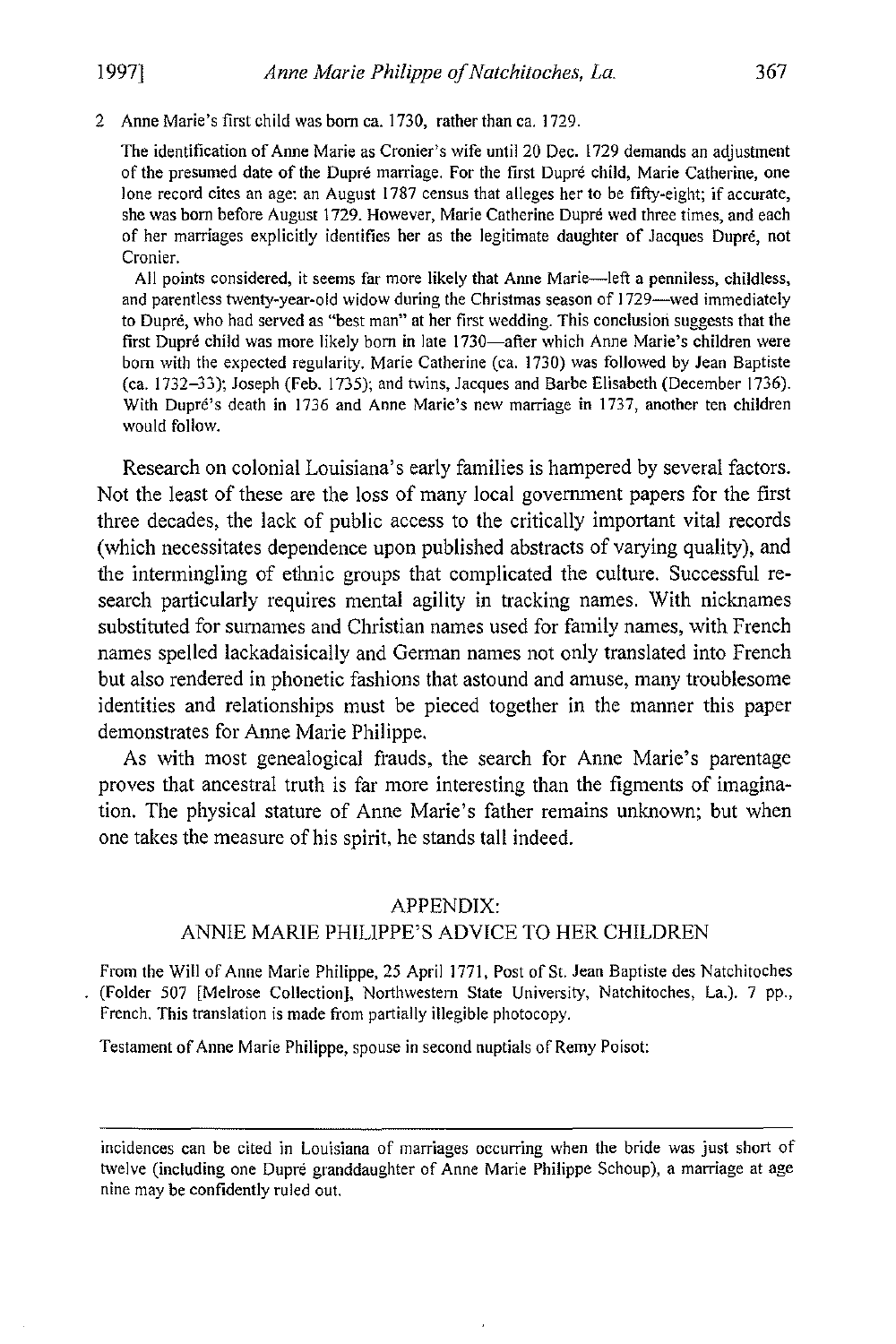2 Anne Marie's first child was born ca. 1730, rather than ca. 1729.

The identification of Anne Marie as Cronier's wife until 20 Dec. 1729 demands an adjustment of the presumed date of the Dupré marriage. For the first Dupré child, Marie Catherine, one lone record cites an age: an August 1787 census that alleges her to be fifty-eight; if accurate, she was born before August 1729. However, Marie Catherine Dupré wed three times, and each of her marriages explicitly identifies her as the legitimate daughter of Jacques Dupré, not Cronier.

All points considered, it seems far more likely that Anne Marie—left a penniless, childless, and parentless twenty-year-old widow during the Christmas season of 1729—wed immediately to Dupré, who had served as "best man" at her first wedding. This conclusion suggests that the first Dupré child was more likely born in late 1730—after which Anne Marie's children were born with the expected regularity. Marie Catherine (ca. 1730) was followed by Jean Baptiste (ca. 1732–33); Joseph (Feb. 1735); and twins, Jacques and Barbe Elisabeth (December 1736). With Dupré's death in 1736 and Anne Marie's new marriage in 1737, another ten children would follow.

Research on colonial Louisiana's early families is hampered by several factors. Not the least of these are the loss of many local government papers for the first three decades, the lack of public access to the critically important vital records (which necessitates dependence upon published abstracts of varying quality), and the intermingling of ethnic groups that complicated the culture. Successful research particularly requires mental agility in tracking names. With nicknames substituted for surnames and Christian names used for family names, with French names spelled lackadaisically and German names not only translated into French but also rendered in phonetic fashions that astound and amuse, many troublesome identities and relationships must be pieced together in the manner this paper demonstrates for Anne Marie Philippe.

As with most genealogical frauds, the search for Anne Marie's parentage proves that ancestral truth is far more interesting than the figments of imagination. The physical stature of Anne Marie's father remains unknown; but when one takes the measure of his spirit, he stands tall indeed.

## APPENDIX:
## ANNIE MARIE PHILIPPE'S ADVICE TO HER CHILDREN

From the Will of Anne Marie Philippe, 25 April 1771, Post of St. Jean Baptiste des Natchitoches (Folder 507 [Melrose Collection], Northwestern State University, Natchitoches, La.). 7 pp., French. This translation is made from partially illegible photocopy.

Testament of Anne Marie Philippe, spouse in second nuptials of Remy Poisot:

---

incidences can be cited in Louisiana of marriages occurring when the bride was just short of twelve (including one Dupré granddaughter of Anne Marie Philippe Schoup), a marriage at age nine may be confidently ruled out.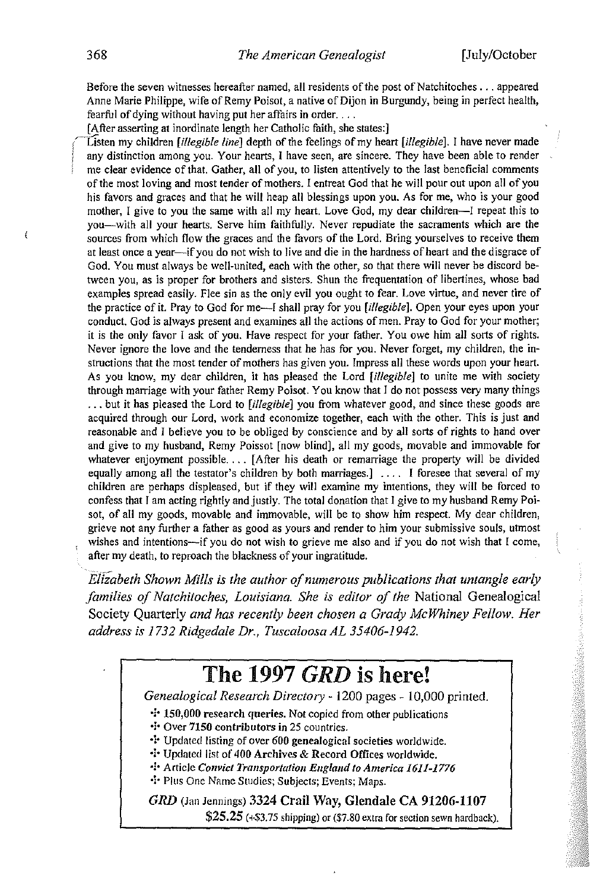Before the seven witnesses hereafter named, all residents of the post of Natchitoches . . . appeared Anne Marie Philippe, wife of Remy Poisot, a native of Dijon in Burgundy, being in perfect health, fearful of dying without having put her affairs in order. . . .

[After asserting at inordinate length her Catholic faith, she states:]

Listen my children [*illegible line*] depth of the feelings of my heart [*illegible*]. I have never made any distinction among you. Your hearts, I have seen, are sincere. They have been able to render me clear evidence of that. Gather, all of you, to listen attentively to the last beneficial comments of the most loving and most tender of mothers. I entreat God that he will pour out upon all of you his favors and graces and that he will heap all blessings upon you. As for me, who is your good mother, I give to you the same with all my heart. Love God, my dear children—I repeat this to you—with all your hearts. Serve him faithfully. Never repudiate the sacraments which are the sources from which flow the graces and the favors of the Lord. Bring yourselves to receive them at least once a year—if you do not wish to live and die in the hardness of heart and the disgrace of God. You must always be well-united, each with the other, so that there will never be discord between you, as is proper for brothers and sisters. Shun the frequentation of libertines, whose bad examples spread easily. Flee sin as the only evil you ought to fear. Love virtue, and never tire of the practice of it. Pray to God for me—I shall pray for you [*illegible*]. Open your eyes upon your conduct. God is always present and examines all the actions of men. Pray to God for your mother; it is the only favor I ask of you. Have respect for your father. You owe him all sorts of rights. Never ignore the love and the tenderness that he has for you. Never forget, my children, the instructions that the most tender of mothers has given you. Impress all these words upon your heart. As you know, my dear children, it has pleased the Lord [*illegible*] to unite me with society through marriage with your father Remy Poisot. You know that I do not possess very many things . . . but it has pleased the Lord to [*illegible*] you from whatever good, and since these goods are acquired through our Lord, work and economize together, each with the other. This is just and reasonable and I believe you to be obliged by conscience and by all sorts of rights to hand over and give to my husband, Remy Poissot [now blind], all my goods, movable and immovable for whatever enjoyment possible. . . . [After his death or remarriage the property will be divided equally among all the testator's children by both marriages.] . . . . I foresee that several of my children are perhaps displeased, but if they will examine my intentions, they will be forced to confess that I am acting rightly and justly. The total donation that I give to my husband Remy Poisot, of all my goods, movable and immovable, will be to show him respect. My dear children, grieve not any further a father as good as yours and render to him your submissive souls, utmost wishes and intentions—if you do not wish to grieve me also and if you do not wish that I come, after my death, to reproach the blackness of your ingratitude.

*Elizabeth Shown Mills is the author of numerous publications that untangle early families of Natchitoches, Louisiana. She is editor of the* National Genealogical Society Quarterly *and has recently been chosen a Grady McWhiney Fellow. Her address is 1732 Ridgedale Dr., Tuscaloosa AL 35406-1942.*

## The 1997 *GRD* is here!

*Genealogical Research Directory* - 1200 pages - 10,000 printed.

- **150,000 research queries.** Not copied from other publications
- Over **7150 contributors** in 25 countries.
- Updated listing of over **600 genealogical societies** worldwide.
- Updated list of **400 Archives & Record Offices** worldwide.
- Article *Convict Transportation England to America 1611-1776*
- Plus One Name Studies; Subjects; Events; Maps.

*GRD* (Jan Jennings) **3324 Crail Way, Glendale CA 91206-1107**

**$25.25** (+$3.75 shipping) or ($7.80 extra for section sewn hardback).